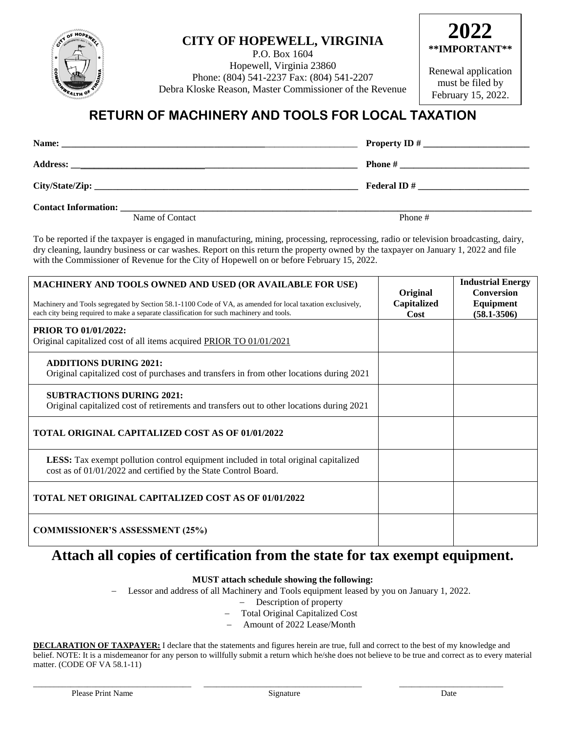# CITY OF HOPEWELL, VIRGINIA

P.O. Box 1604
Hopewell, Virginia 23860
Phone: (804) 541-2237 Fax: (804) 541-2207
Debra Kloske Reason, Master Commissioner of the Revenue

**2022**
**\*\*IMPORTANT\*\***

Renewal application must be filed by February 15, 2022.

## RETURN OF MACHINERY AND TOOLS FOR LOCAL TAXATION

**Name:** ______________________________ **Property ID #** ______________________

**Address:** ______________________________ **Phone #** ______________________

**City/State/Zip:** ______________________________ **Federal ID #** ______________________

**Contact Information:** ______________________________________________
Name of Contact Phone #

To be reported if the taxpayer is engaged in manufacturing, mining, processing, reprocessing, radio or television broadcasting, dairy, dry cleaning, laundry business or car washes. Report on this return the property owned by the taxpayer on January 1, 2022 and file with the Commissioner of Revenue for the City of Hopewell on or before February 15, 2022.

| **MACHINERY AND TOOLS OWNED AND USED (OR AVAILABLE FOR USE)**<br>Machinery and Tools segregated by Section 58.1-1100 Code of VA, as amended for local taxation exclusively, each city being required to make a separate classification for such machinery and tools. | **Original Capitalized Cost** | **Industrial Energy Conversion Equipment (58.1-3506)** |
|---|---|---|
| **PRIOR TO 01/01/2022:**<br>Original capitalized cost of all items acquired PRIOR TO 01/01/2021 | | |
| **ADDITIONS DURING 2021:**<br>Original capitalized cost of purchases and transfers in from other locations during 2021 | | |
| **SUBTRACTIONS DURING 2021:**<br>Original capitalized cost of retirements and transfers out to other locations during 2021 | | |
| **TOTAL ORIGINAL CAPITALIZED COST AS OF 01/01/2022** | | |
| **LESS:** Tax exempt pollution control equipment included in total original capitalized cost as of 01/01/2022 and certified by the State Control Board. | | |
| **TOTAL NET ORIGINAL CAPITALIZED COST AS OF 01/01/2022** | | |
| **COMMISSIONER'S ASSESSMENT (25%)** | | |

## Attach all copies of certification from the state for tax exempt equipment.

**MUST attach schedule showing the following:**

- Lessor and address of all Machinery and Tools equipment leased by you on January 1, 2022.
- Description of property
- Total Original Capitalized Cost
- Amount of 2022 Lease/Month

**DECLARATION OF TAXPAYER:** I declare that the statements and figures herein are true, full and correct to the best of my knowledge and belief. NOTE: It is a misdemeanor for any person to willfully submit a return which he/she does not believe to be true and correct as to every material matter. (CODE OF VA 58.1-11)

______________________ ______________________ ______________________
Please Print Name Signature Date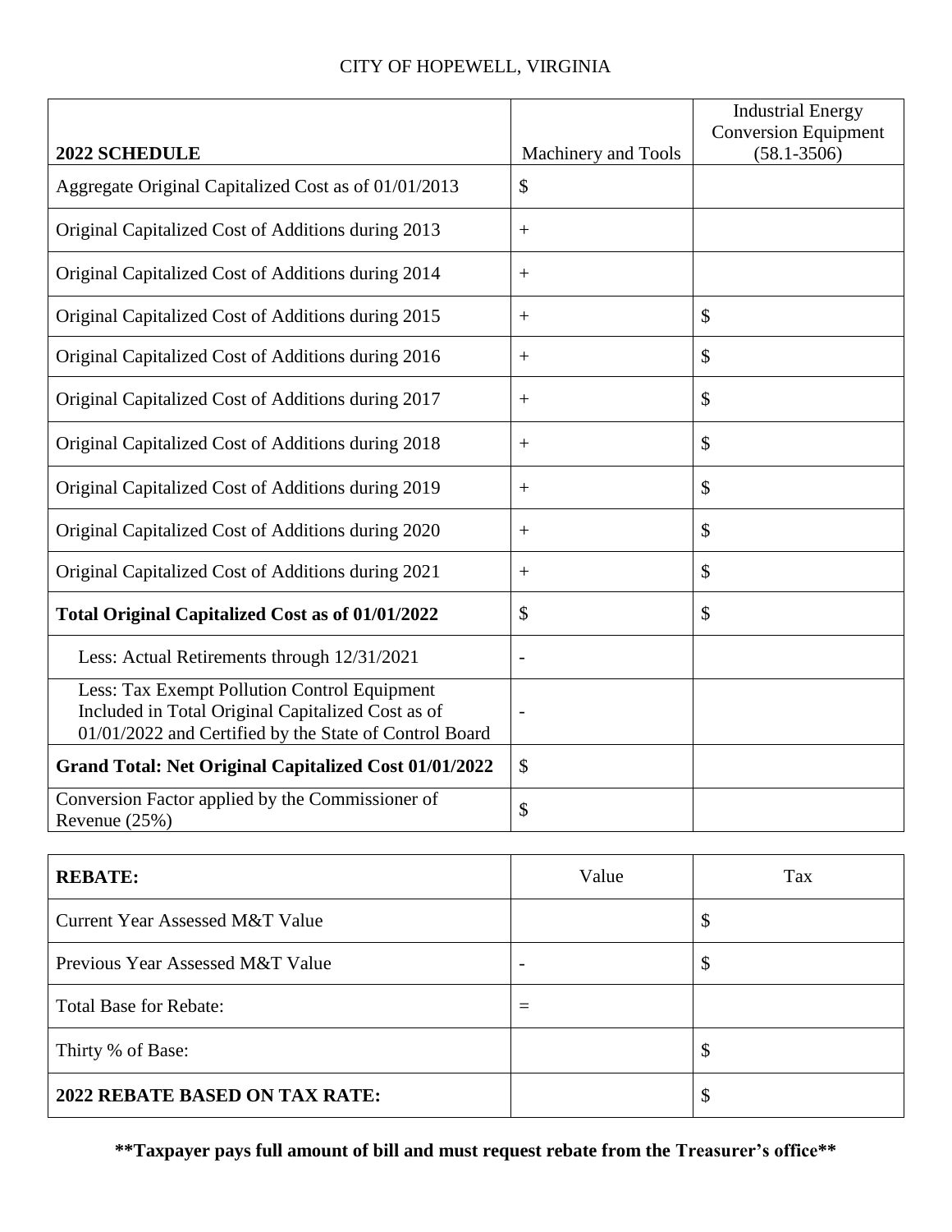CITY OF HOPEWELL, VIRGINIA

| 2022 SCHEDULE | Machinery and Tools | Industrial Energy Conversion Equipment (58.1-3506) |
|---|---|---|
| Aggregate Original Capitalized Cost as of 01/01/2013 | $ | |
| Original Capitalized Cost of Additions during 2013 | + | |
| Original Capitalized Cost of Additions during 2014 | + | |
| Original Capitalized Cost of Additions during 2015 | + | $ |
| Original Capitalized Cost of Additions during 2016 | + | $ |
| Original Capitalized Cost of Additions during 2017 | + | $ |
| Original Capitalized Cost of Additions during 2018 | + | $ |
| Original Capitalized Cost of Additions during 2019 | + | $ |
| Original Capitalized Cost of Additions during 2020 | + | $ |
| Original Capitalized Cost of Additions during 2021 | + | $ |
| **Total Original Capitalized Cost as of 01/01/2022** | $ | $ |
| Less: Actual Retirements through 12/31/2021 | - | |
| Less: Tax Exempt Pollution Control Equipment Included in Total Original Capitalized Cost as of 01/01/2022 and Certified by the State of Control Board | - | |
| **Grand Total: Net Original Capitalized Cost 01/01/2022** | $ | |
| Conversion Factor applied by the Commissioner of Revenue (25%) | $ | |

| **REBATE:** | Value | Tax |
|---|---|---|
| Current Year Assessed M&T Value | | $ |
| Previous Year Assessed M&T Value | - | $ |
| Total Base for Rebate: | = | |
| Thirty % of Base: | | $ |
| **2022 REBATE BASED ON TAX RATE:** | | $ |

**\*\*Taxpayer pays full amount of bill and must request rebate from the Treasurer's office\*\***